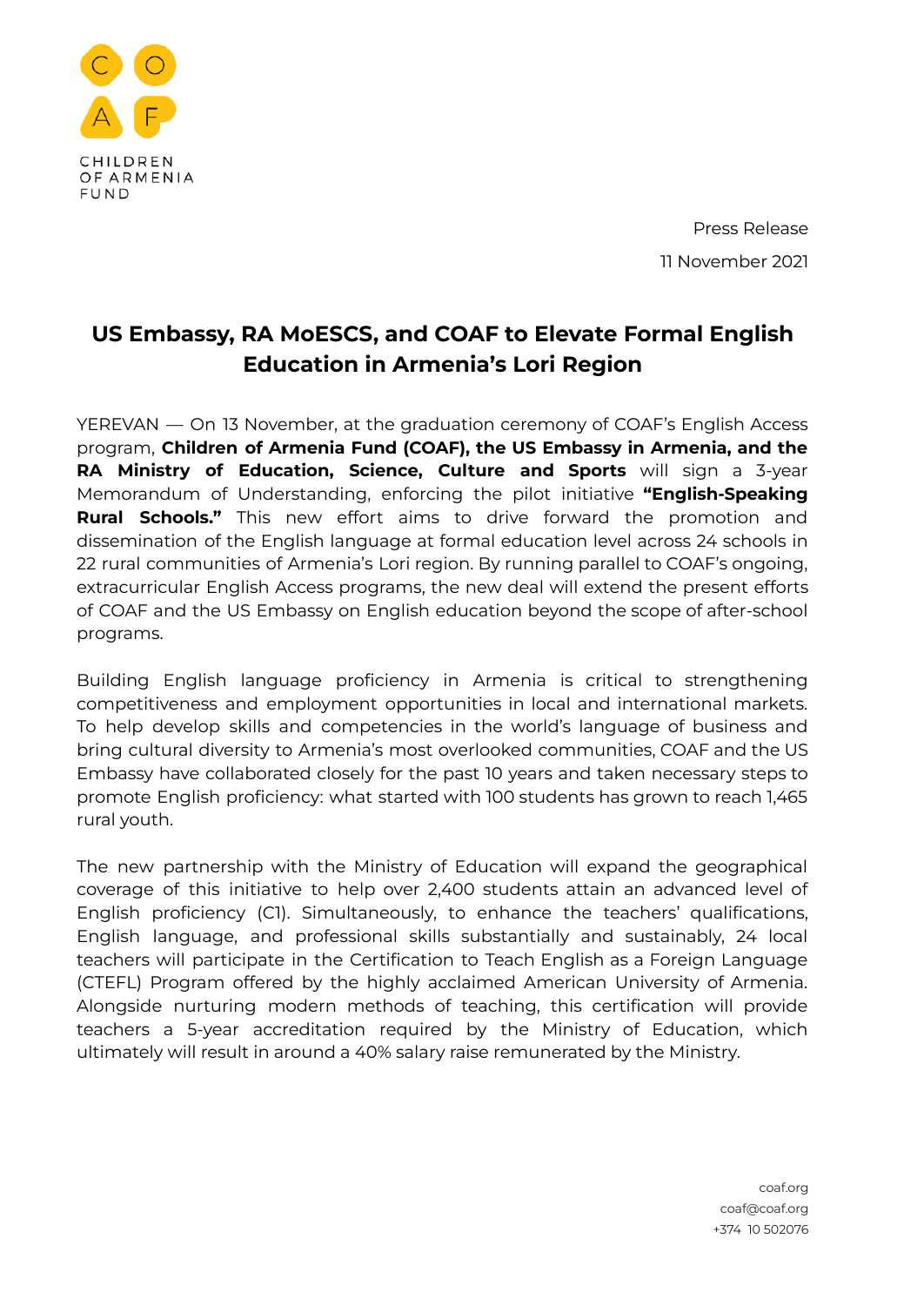CHILDREN OF ARMENIA FUND

Press Release

11 November 2021

# US Embassy, RA MoESCS, and COAF to Elevate Formal English Education in Armenia's Lori Region

YEREVAN — On 13 November, at the graduation ceremony of COAF's English Access program, **Children of Armenia Fund (COAF), the US Embassy in Armenia, and the RA Ministry of Education, Science, Culture and Sports** will sign a 3-year Memorandum of Understanding, enforcing the pilot initiative **"English-Speaking Rural Schools."** This new effort aims to drive forward the promotion and dissemination of the English language at formal education level across 24 schools in 22 rural communities of Armenia's Lori region. By running parallel to COAF's ongoing, extracurricular English Access programs, the new deal will extend the present efforts of COAF and the US Embassy on English education beyond the scope of after-school programs.

Building English language proficiency in Armenia is critical to strengthening competitiveness and employment opportunities in local and international markets. To help develop skills and competencies in the world's language of business and bring cultural diversity to Armenia's most overlooked communities, COAF and the US Embassy have collaborated closely for the past 10 years and taken necessary steps to promote English proficiency: what started with 100 students has grown to reach 1,465 rural youth.

The new partnership with the Ministry of Education will expand the geographical coverage of this initiative to help over 2,400 students attain an advanced level of English proficiency (C1). Simultaneously, to enhance the teachers' qualifications, English language, and professional skills substantially and sustainably, 24 local teachers will participate in the Certification to Teach English as a Foreign Language (CTEFL) Program offered by the highly acclaimed American University of Armenia. Alongside nurturing modern methods of teaching, this certification will provide teachers a 5-year accreditation required by the Ministry of Education, which ultimately will result in around a 40% salary raise remunerated by the Ministry.

coaf.org
coaf@coaf.org
+374 10 502076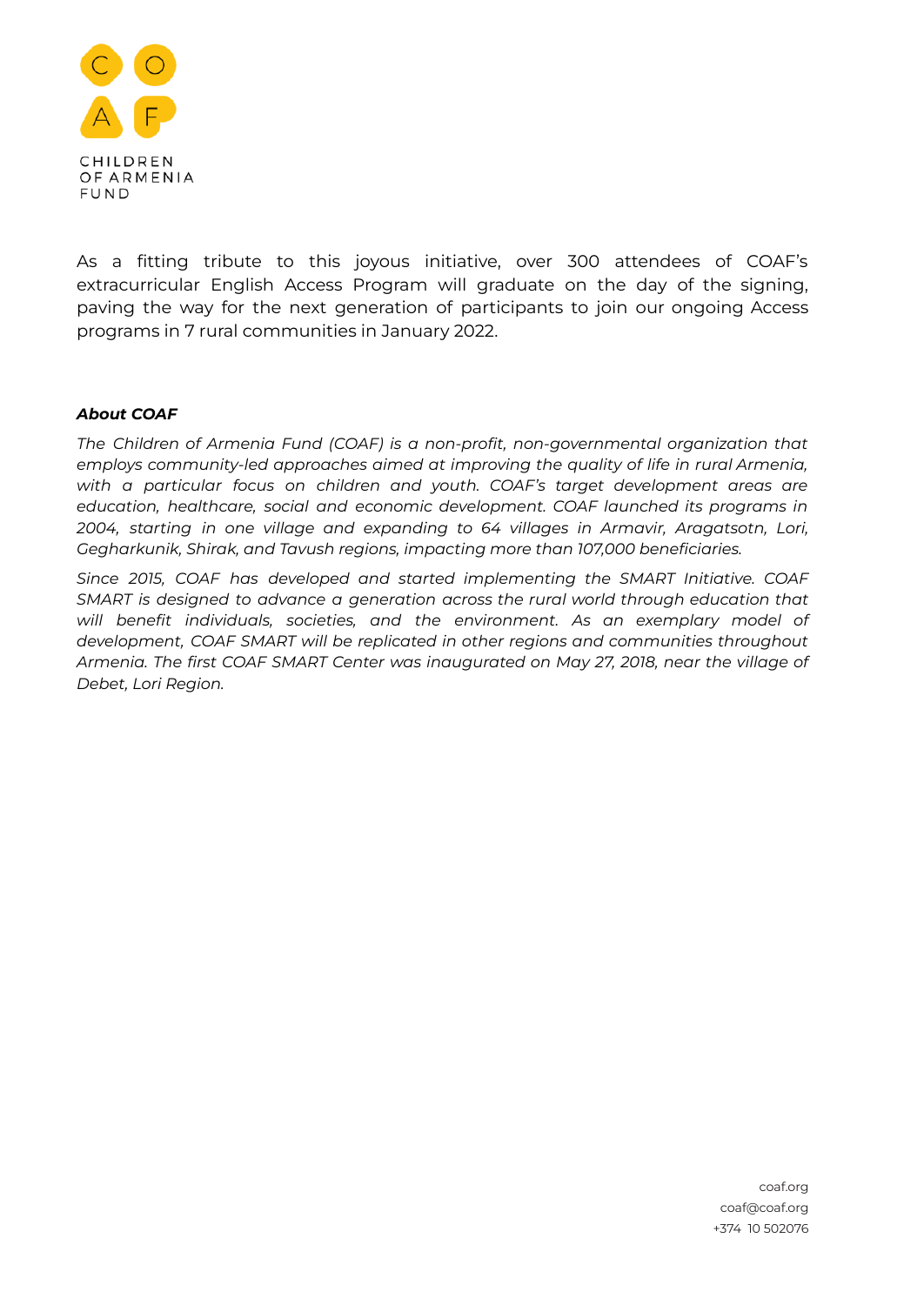As a fitting tribute to this joyous initiative, over 300 attendees of COAF's extracurricular English Access Program will graduate on the day of the signing, paving the way for the next generation of participants to join our ongoing Access programs in 7 rural communities in January 2022.

***About COAF***

*The Children of Armenia Fund (COAF) is a non-profit, non-governmental organization that employs community-led approaches aimed at improving the quality of life in rural Armenia, with a particular focus on children and youth. COAF's target development areas are education, healthcare, social and economic development. COAF launched its programs in 2004, starting in one village and expanding to 64 villages in Armavir, Aragatsotn, Lori, Gegharkunik, Shirak, and Tavush regions, impacting more than 107,000 beneficiaries.*

*Since 2015, COAF has developed and started implementing the SMART Initiative. COAF SMART is designed to advance a generation across the rural world through education that will benefit individuals, societies, and the environment. As an exemplary model of development, COAF SMART will be replicated in other regions and communities throughout Armenia. The first COAF SMART Center was inaugurated on May 27, 2018, near the village of Debet, Lori Region.*

coaf.org
coaf@coaf.org
+374 10 502076